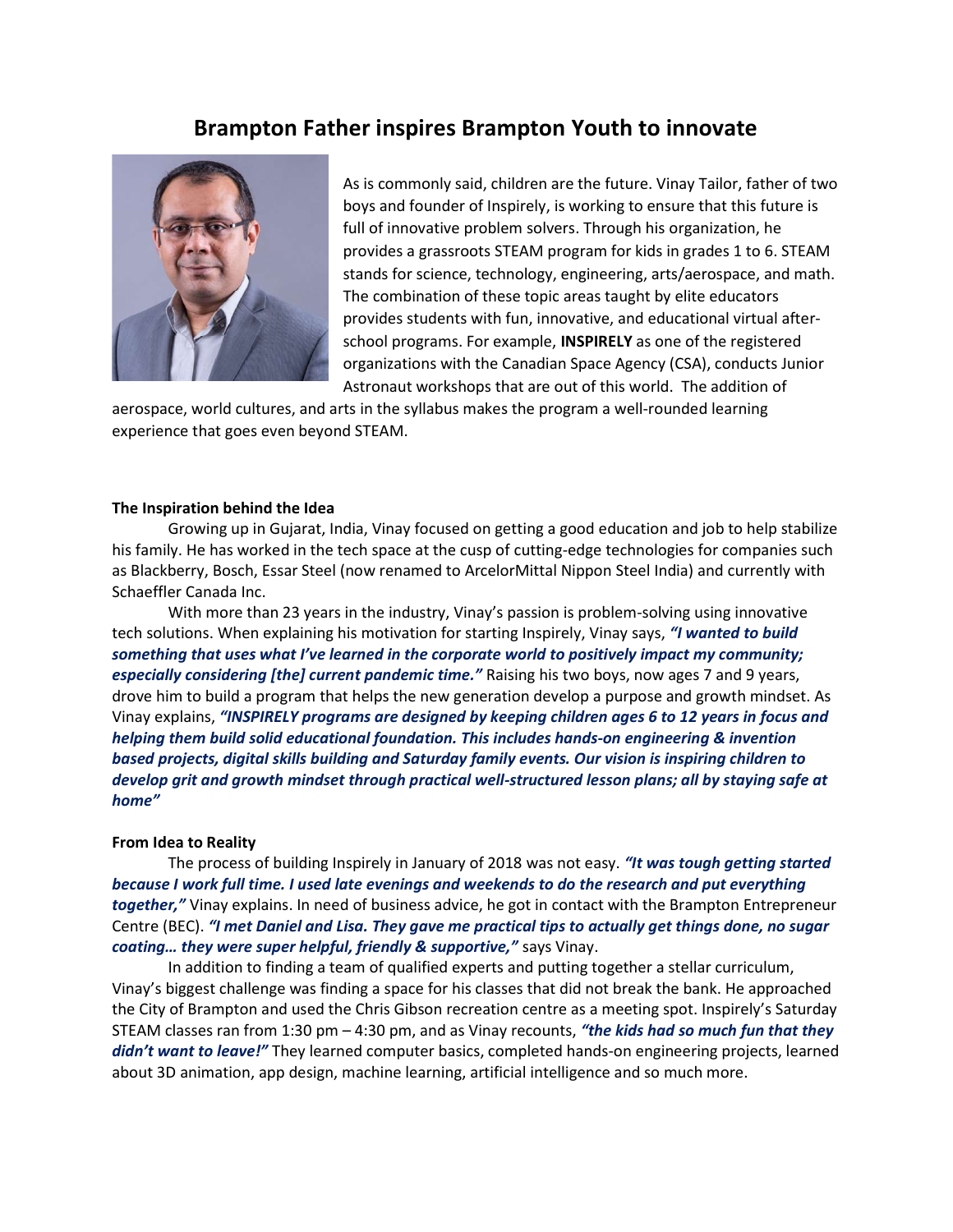# Brampton Father inspires Brampton Youth to innovate

As is commonly said, children are the future. Vinay Tailor, father of two boys and founder of Inspirely, is working to ensure that this future is full of innovative problem solvers. Through his organization, he provides a grassroots STEAM program for kids in grades 1 to 6. STEAM stands for science, technology, engineering, arts/aerospace, and math. The combination of these topic areas taught by elite educators provides students with fun, innovative, and educational virtual after-school programs. For example, **INSPIRELY** as one of the registered organizations with the Canadian Space Agency (CSA), conducts Junior Astronaut workshops that are out of this world. The addition of aerospace, world cultures, and arts in the syllabus makes the program a well-rounded learning experience that goes even beyond STEAM.

**The Inspiration behind the Idea**

Growing up in Gujarat, India, Vinay focused on getting a good education and job to help stabilize his family. He has worked in the tech space at the cusp of cutting-edge technologies for companies such as Blackberry, Bosch, Essar Steel (now renamed to ArcelorMittal Nippon Steel India) and currently with Schaeffler Canada Inc.

With more than 23 years in the industry, Vinay's passion is problem-solving using innovative tech solutions. When explaining his motivation for starting Inspirely, Vinay says, ***"I wanted to build something that uses what I've learned in the corporate world to positively impact my community; especially considering [the] current pandemic time."*** Raising his two boys, now ages 7 and 9 years, drove him to build a program that helps the new generation develop a purpose and growth mindset. As Vinay explains, ***"INSPIRELY programs are designed by keeping children ages 6 to 12 years in focus and helping them build solid educational foundation. This includes hands-on engineering & invention based projects, digital skills building and Saturday family events. Our vision is inspiring children to develop grit and growth mindset through practical well-structured lesson plans; all by staying safe at home"***

**From Idea to Reality**

The process of building Inspirely in January of 2018 was not easy. ***"It was tough getting started because I work full time. I used late evenings and weekends to do the research and put everything together,"*** Vinay explains. In need of business advice, he got in contact with the Brampton Entrepreneur Centre (BEC). ***"I met Daniel and Lisa. They gave me practical tips to actually get things done, no sugar coating… they were super helpful, friendly & supportive,"*** says Vinay.

In addition to finding a team of qualified experts and putting together a stellar curriculum, Vinay's biggest challenge was finding a space for his classes that did not break the bank. He approached the City of Brampton and used the Chris Gibson recreation centre as a meeting spot. Inspirely's Saturday STEAM classes ran from 1:30 pm – 4:30 pm, and as Vinay recounts, ***"the kids had so much fun that they didn't want to leave!"*** They learned computer basics, completed hands-on engineering projects, learned about 3D animation, app design, machine learning, artificial intelligence and so much more.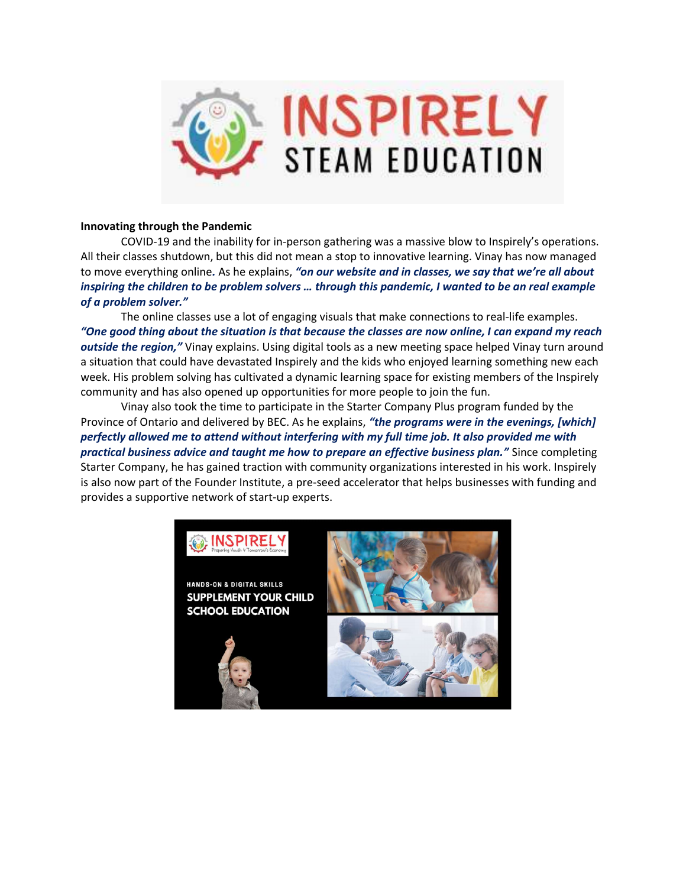**Innovating through the Pandemic**

COVID-19 and the inability for in-person gathering was a massive blow to Inspirely's operations. All their classes shutdown, but this did not mean a stop to innovative learning. Vinay has now managed to move everything online. As he explains, ***"on our website and in classes, we say that we're all about inspiring the children to be problem solvers … through this pandemic, I wanted to be an real example of a problem solver."***

The online classes use a lot of engaging visuals that make connections to real-life examples. ***"One good thing about the situation is that because the classes are now online, I can expand my reach outside the region,"*** Vinay explains. Using digital tools as a new meeting space helped Vinay turn around a situation that could have devastated Inspirely and the kids who enjoyed learning something new each week. His problem solving has cultivated a dynamic learning space for existing members of the Inspirely community and has also opened up opportunities for more people to join the fun.

Vinay also took the time to participate in the Starter Company Plus program funded by the Province of Ontario and delivered by BEC. As he explains, ***"the programs were in the evenings, [which] perfectly allowed me to attend without interfering with my full time job. It also provided me with practical business advice and taught me how to prepare an effective business plan."*** Since completing Starter Company, he has gained traction with community organizations interested in his work. Inspirely is also now part of the Founder Institute, a pre-seed accelerator that helps businesses with funding and provides a supportive network of start-up experts.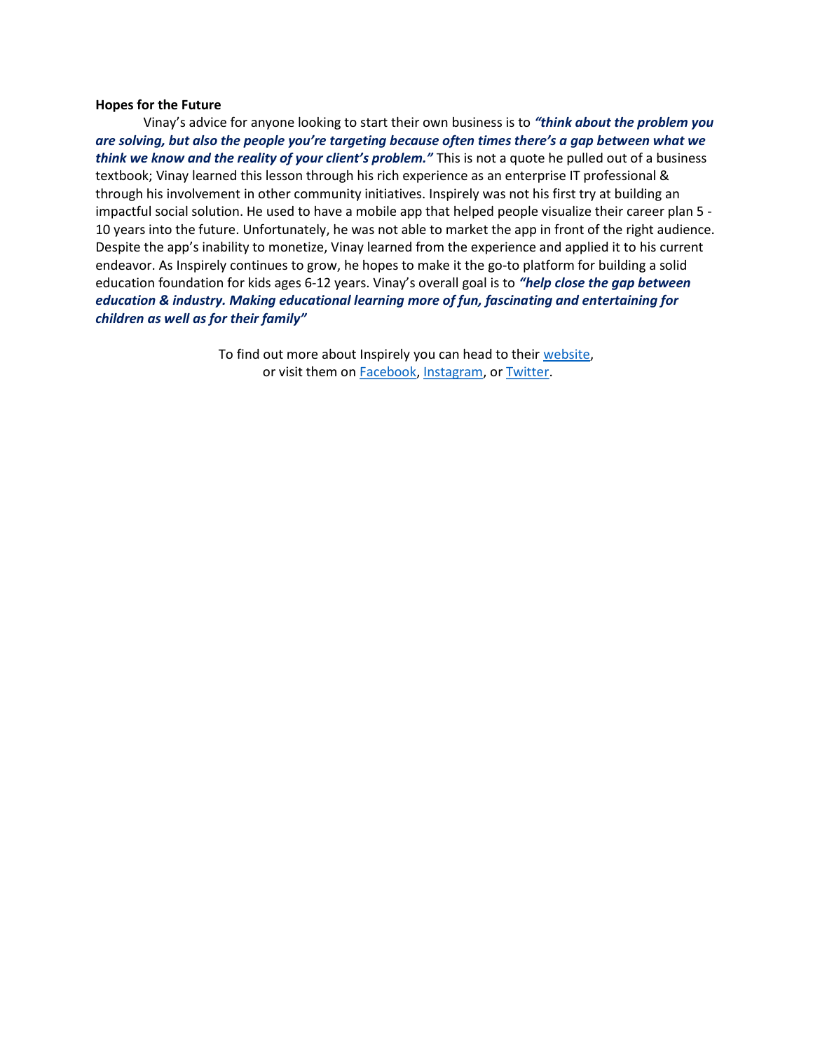**Hopes for the Future**

Vinay's advice for anyone looking to start their own business is to ***"think about the problem you are solving, but also the people you're targeting because often times there's a gap between what we think we know and the reality of your client's problem."*** This is not a quote he pulled out of a business textbook; Vinay learned this lesson through his rich experience as an enterprise IT professional & through his involvement in other community initiatives. Inspirely was not his first try at building an impactful social solution. He used to have a mobile app that helped people visualize their career plan 5 - 10 years into the future. Unfortunately, he was not able to market the app in front of the right audience. Despite the app's inability to monetize, Vinay learned from the experience and applied it to his current endeavor. As Inspirely continues to grow, he hopes to make it the go-to platform for building a solid education foundation for kids ages 6-12 years. Vinay's overall goal is to ***"help close the gap between education & industry. Making educational learning more of fun, fascinating and entertaining for children as well as for their family"***

To find out more about Inspirely you can head to their website,
or visit them on Facebook, Instagram, or Twitter.